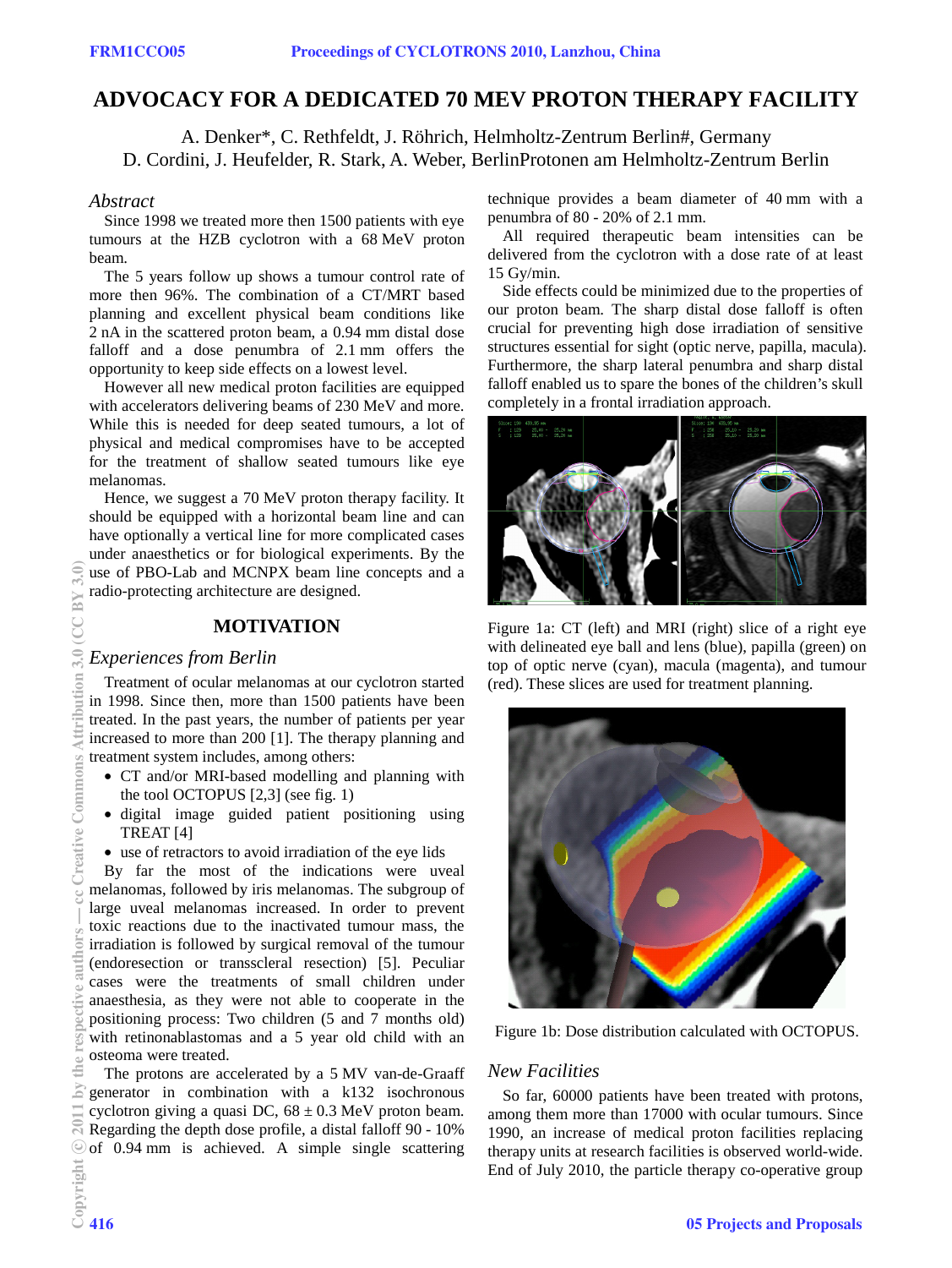# ADVOCACY FOR A DEDICATED 70 MEV PROTON THERAPY FACILITY

A. Denker*, C. Rethfeldt, J. Röhrich, Helmholtz-Zentrum Berlin#, Germany
D. Cordini, J. Heufelder, R. Stark, A. Weber, BerlinProtonen am Helmholtz-Zentrum Berlin

## *Abstract*

Since 1998 we treated more then 1500 patients with eye tumours at the HZB cyclotron with a 68 MeV proton beam.

The 5 years follow up shows a tumour control rate of more then 96%. The combination of a CT/MRT based planning and excellent physical beam conditions like 2 nA in the scattered proton beam, a 0.94 mm distal dose falloff and a dose penumbra of 2.1 mm offers the opportunity to keep side effects on a lowest level.

However all new medical proton facilities are equipped with accelerators delivering beams of 230 MeV and more. While this is needed for deep seated tumours, a lot of physical and medical compromises have to be accepted for the treatment of shallow seated tumours like eye melanomas.

Hence, we suggest a 70 MeV proton therapy facility. It should be equipped with a horizontal beam line and can have optionally a vertical line for more complicated cases under anaesthetics or for biological experiments. By the use of PBO-Lab and MCNPX beam line concepts and a radio-protecting architecture are designed.

## MOTIVATION

### *Experiences from Berlin*

Treatment of ocular melanomas at our cyclotron started in 1998. Since then, more than 1500 patients have been treated. In the past years, the number of patients per year increased to more than 200 [1]. The treatment planning and treatment system includes, among others:

- CT and/or MRI-based modelling and planning with the tool OCTOPUS [2,3] (see fig. 1)
- digital image guided patient positioning using TREAT [4]
- use of retractors to avoid irradiation of the eye lids

By far the most of the indications were uveal melanomas, followed by iris melanomas. The subgroup of large uveal melanomas increased. In order to prevent toxic reactions due to the inactivated tumour mass, the irradiation is followed by surgical removal of the tumour (endoresection or transscleral resection) [5]. Peculiar cases were the treatments of small children under anaesthesia, as they were not able to cooperate in the positioning process: Two children (5 and 7 months old) with retinonablastomas and a 5 year old child with an osteoma were treated.

The protons are accelerated by a 5 MV van-de-Graaff generator in combination with a k132 isochronous cyclotron giving a quasi DC, 68 ± 0.3 MeV proton beam. Regarding the depth dose profile, a distal falloff 90 - 10% of 0.94 mm is achieved. A simple single scattering technique provides a beam diameter of 40 mm with a penumbra of 80 - 20% of 2.1 mm.

All required therapeutic beam intensities can be delivered from the cyclotron with a dose rate of at least 15 Gy/min.

Side effects could be minimized due to the properties of our proton beam. The sharp distal dose falloff is often crucial for preventing high dose irradiation of sensitive structures essential for sight (optic nerve, papilla, macula). Furthermore, the sharp lateral penumbra and sharp distal falloff enabled us to spare the bones of the children's skull completely in a frontal irradiation approach.

Figure 1a: CT (left) and MRI (right) slice of a right eye with delineated eye ball and lens (blue), papilla (green) on top of optic nerve (cyan), macula (magenta), and tumour (red). These slices are used for treatment planning.

Figure 1b: Dose distribution calculated with OCTOPUS.

### *New Facilities*

So far, 60000 patients have been treated with protons, among them more than 17000 with ocular tumours. Since 1990, an increase of medical proton facilities replacing therapy units at research facilities is observed world-wide. End of July 2010, the particle therapy co-operative group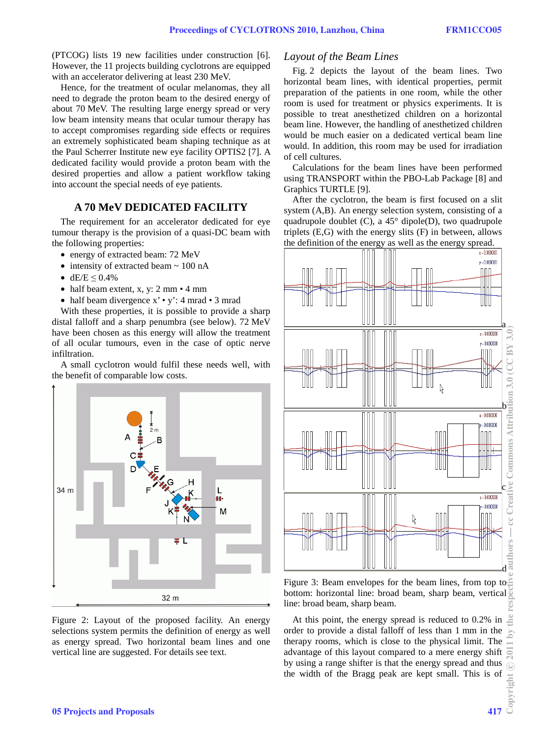(PTCOG) lists 19 new facilities under construction [6]. However, the 11 projects building cyclotrons are equipped with an accelerator delivering at least 230 MeV.

Hence, for the treatment of ocular melanomas, they all need to degrade the proton beam to the desired energy of about 70 MeV. The resulting large energy spread or very low beam intensity means that ocular tumour therapy has to accept compromises regarding side effects or requires an extremely sophisticated beam shaping technique as at the Paul Scherrer Institute new eye facility OPTIS2 [7]. A dedicated facility would provide a proton beam with the desired properties and allow a patient workflow taking into account the special needs of eye patients.

## A 70 MeV DEDICATED FACILITY

The requirement for an accelerator dedicated for eye tumour therapy is the provision of a quasi-DC beam with the following properties:

- energy of extracted beam: 72 MeV
- intensity of extracted beam ~ 100 nA
- $dE/E \leq 0.4\%$
- half beam extent, x, y: 2 mm • 4 mm
- half beam divergence x' • y': 4 mrad • 3 mrad

With these properties, it is possible to provide a sharp distal falloff and a sharp penumbra (see below). 72 MeV have been chosen as this energy will allow the treatment of all ocular tumours, even in the case of optic nerve infiltration.

A small cyclotron would fulfil these needs well, with the benefit of comparable low costs.

Figure 2: Layout of the proposed facility. An energy selections system permits the definition of energy as well as energy spread. Two horizontal beam lines and one vertical line are suggested. For details see text.

### *Layout of the Beam Lines*

Fig. 2 depicts the layout of the beam lines. Two horizontal beam lines, with identical properties, permit preparation of the patients in one room, while the other room is used for treatment or physics experiments. It is possible to treat anesthetized children on a horizontal beam line. However, the handling of anesthetized children would be much easier on a dedicated vertical beam line would. In addition, this room may be used for irradiation of cell cultures.

Calculations for the beam lines have been performed using TRANSPORT within the PBO-Lab Package [8] and Graphics TURTLE [9].

After the cyclotron, the beam is first focused on a slit system (A,B). An energy selection system, consisting of a quadrupole doublet (C), a 45° dipole(D), two quadrupole triplets (E,G) with the energy slits (F) in between, allows the definition of the energy as well as the energy spread.

Figure 3: Beam envelopes for the beam lines, from top to bottom: horizontal line: broad beam, sharp beam, vertical line: broad beam, sharp beam.

At this point, the energy spread is reduced to 0.2% in order to provide a distal falloff of less than 1 mm in the therapy rooms, which is close to the physical limit. The advantage of this layout compared to a mere energy shift by using a range shifter is that the energy spread and thus the width of the Bragg peak are kept small. This is of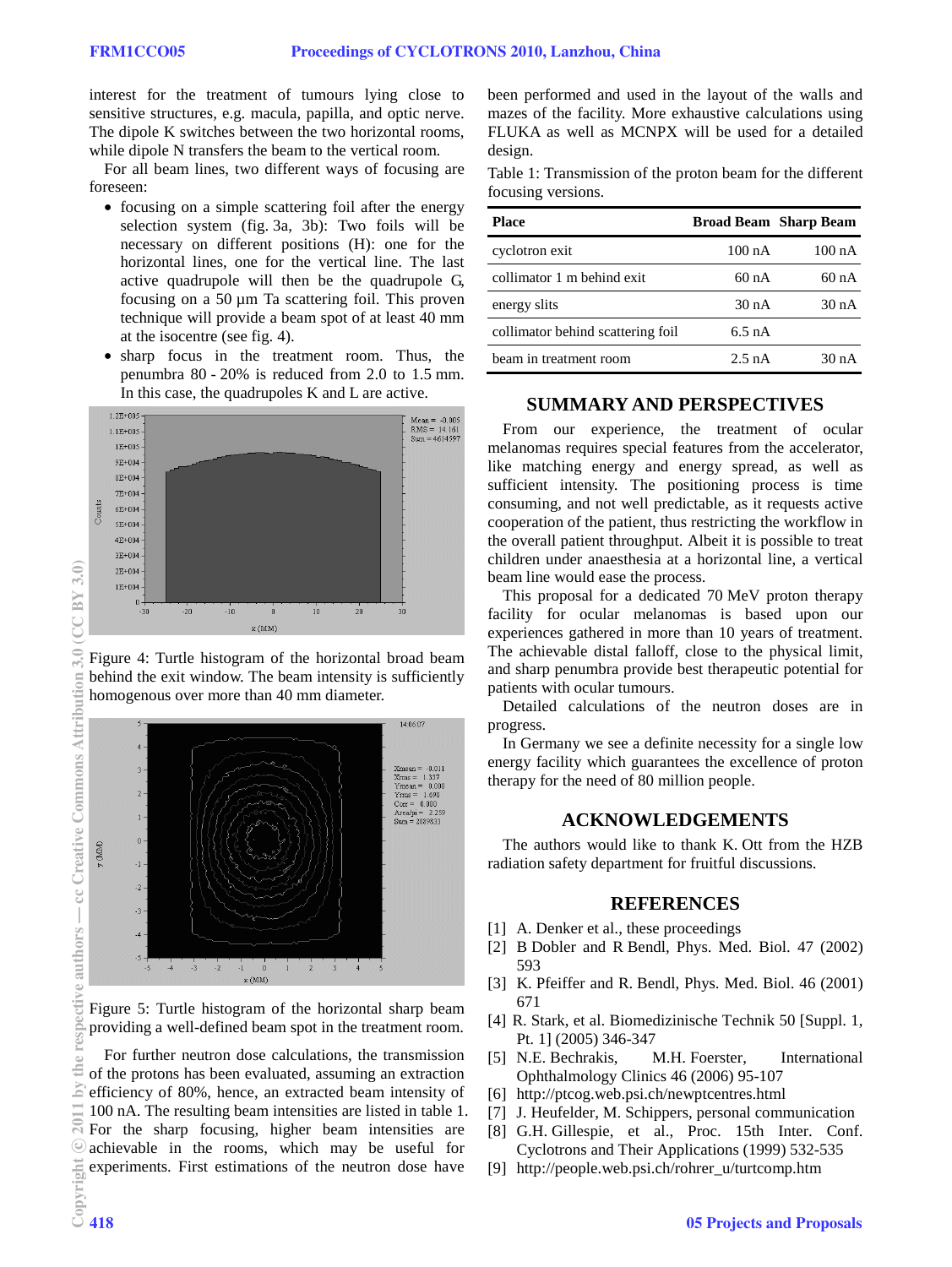interest for the treatment of tumours lying close to sensitive structures, e.g. macula, papilla, and optic nerve. The dipole K switches between the two horizontal rooms, while dipole N transfers the beam to the vertical room.

For all beam lines, two different ways of focusing are foreseen:

- focusing on a simple scattering foil after the energy selection system (fig. 3a, 3b): Two foils will be necessary on different positions (H): one for the horizontal lines, one for the vertical line. The last active quadrupole will then be the quadrupole G, focusing on a 50 µm Ta scattering foil. This proven technique will provide a beam spot of at least 40 mm at the isocentre (see fig. 4).
- sharp focus in the treatment room. Thus, the penumbra 80 - 20% is reduced from 2.0 to 1.5 mm. In this case, the quadrupoles K and L are active.

Mean = -0.005
RMS = 14.161
Sum = 4614597
Counts
x (MM)

Figure 4: Turtle histogram of the horizontal broad beam behind the exit window. The beam intensity is sufficiently homogenous over more than 40 mm diameter.

140607
Xmean = -0.011
Xrms = 1.337
Ymean = 0.000
Yrms = 1.690
Corr = 0.000
Area/pi = 2.259
Sum = 2889833
y (MM)
x (MM)

Figure 5: Turtle histogram of the horizontal sharp beam providing a well-defined beam spot in the treatment room.

For further neutron dose calculations, the transmission of the protons has been evaluated, assuming an extraction efficiency of 80%, hence, an extracted beam intensity of 100 nA. The resulting beam intensities are listed in table 1. For the sharp focusing, higher beam intensities are achievable in the rooms, which may be useful for experiments. First estimations of the neutron dose have been performed and used in the layout of the walls and mazes of the facility. More exhaustive calculations using FLUKA as well as MCNPX will be used for a detailed design.

Table 1: Transmission of the proton beam for the different focusing versions.

| Place | Broad Beam | Sharp Beam |
|---|---|---|
| cyclotron exit | 100 nA | 100 nA |
| collimator 1 m behind exit | 60 nA | 60 nA |
| energy slits | 30 nA | 30 nA |
| collimator behind scattering foil | 6.5 nA | |
| beam in treatment room | 2.5 nA | 30 nA |

## SUMMARY AND PERSPECTIVES

From our experience, the treatment of ocular melanomas requires special features from the accelerator, like matching energy and energy spread, as well as sufficient intensity. The positioning process is time consuming, and not well predictable, as it requests active cooperation of the patient, thus restricting the workflow in the overall patient throughput. Albeit it is possible to treat children under anaesthesia at a horizontal line, a vertical beam line would ease the process.

This proposal for a dedicated 70 MeV proton therapy facility for ocular melanomas is based upon our experiences gathered in more than 10 years of treatment. The achievable distal falloff, close to the physical limit, and sharp penumbra provide best therapeutic potential for patients with ocular tumours.

Detailed calculations of the neutron doses are in progress.

In Germany we see a definite necessity for a single low energy facility which guarantees the excellence of proton therapy for the need of 80 million people.

## ACKNOWLEDGEMENTS

The authors would like to thank K. Ott from the HZB radiation safety department for fruitful discussions.

## REFERENCES

[1] A. Denker et al., these proceedings
[2] B Dobler and R Bendl, Phys. Med. Biol. 47 (2002) 593
[3] K. Pfeiffer and R. Bendl, Phys. Med. Biol. 46 (2001) 671
[4] R. Stark, et al. Biomedizinische Technik 50 [Suppl. 1, Pt. 1] (2005) 346-347
[5] N.E. Bechrakis, M.H. Foerster, International Ophthalmology Clinics 46 (2006) 95-107
[6] http://ptcog.web.psi.ch/newptcentres.html
[7] J. Heufelder, M. Schippers, personal communication
[8] G.H. Gillespie, et al., Proc. 15th Inter. Conf. Cyclotrons and Their Applications (1999) 532-535
[9] http://people.web.psi.ch/rohrer_u/turtcomp.htm